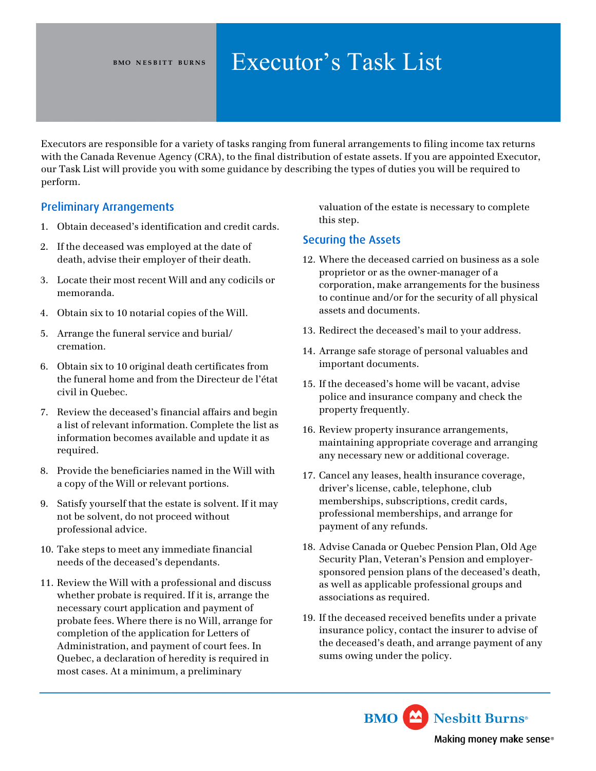BMO NESBITT BURNS

# Executor's Task List

Executors are responsible for a variety of tasks ranging from funeral arrangements to filing income tax returns with the Canada Revenue Agency (CRA), to the final distribution of estate assets. If you are appointed Executor, our Task List will provide you with some guidance by describing the types of duties you will be required to perform.

## Preliminary Arrangements

1. Obtain deceased's identification and credit cards.
2. If the deceased was employed at the date of death, advise their employer of their death.
3. Locate their most recent Will and any codicils or memoranda.
4. Obtain six to 10 notarial copies of the Will.
5. Arrange the funeral service and burial/cremation.
6. Obtain six to 10 original death certificates from the funeral home and from the Directeur de l'état civil in Quebec.
7. Review the deceased's financial affairs and begin a list of relevant information. Complete the list as information becomes available and update it as required.
8. Provide the beneficiaries named in the Will with a copy of the Will or relevant portions.
9. Satisfy yourself that the estate is solvent. If it may not be solvent, do not proceed without professional advice.
10. Take steps to meet any immediate financial needs of the deceased's dependants.
11. Review the Will with a professional and discuss whether probate is required. If it is, arrange the necessary court application and payment of probate fees. Where there is no Will, arrange for completion of the application for Letters of Administration, and payment of court fees. In Quebec, a declaration of heredity is required in most cases. At a minimum, a preliminary valuation of the estate is necessary to complete this step.

## Securing the Assets

12. Where the deceased carried on business as a sole proprietor or as the owner-manager of a corporation, make arrangements for the business to continue and/or for the security of all physical assets and documents.
13. Redirect the deceased's mail to your address.
14. Arrange safe storage of personal valuables and important documents.
15. If the deceased's home will be vacant, advise police and insurance company and check the property frequently.
16. Review property insurance arrangements, maintaining appropriate coverage and arranging any necessary new or additional coverage.
17. Cancel any leases, health insurance coverage, driver's license, cable, telephone, club memberships, subscriptions, credit cards, professional memberships, and arrange for payment of any refunds.
18. Advise Canada or Quebec Pension Plan, Old Age Security Plan, Veteran's Pension and employer-sponsored pension plans of the deceased's death, as well as applicable professional groups and associations as required.
19. If the deceased received benefits under a private insurance policy, contact the insurer to advise of the deceased's death, and arrange payment of any sums owing under the policy.

BMO Nesbitt Burns®
Making money make sense®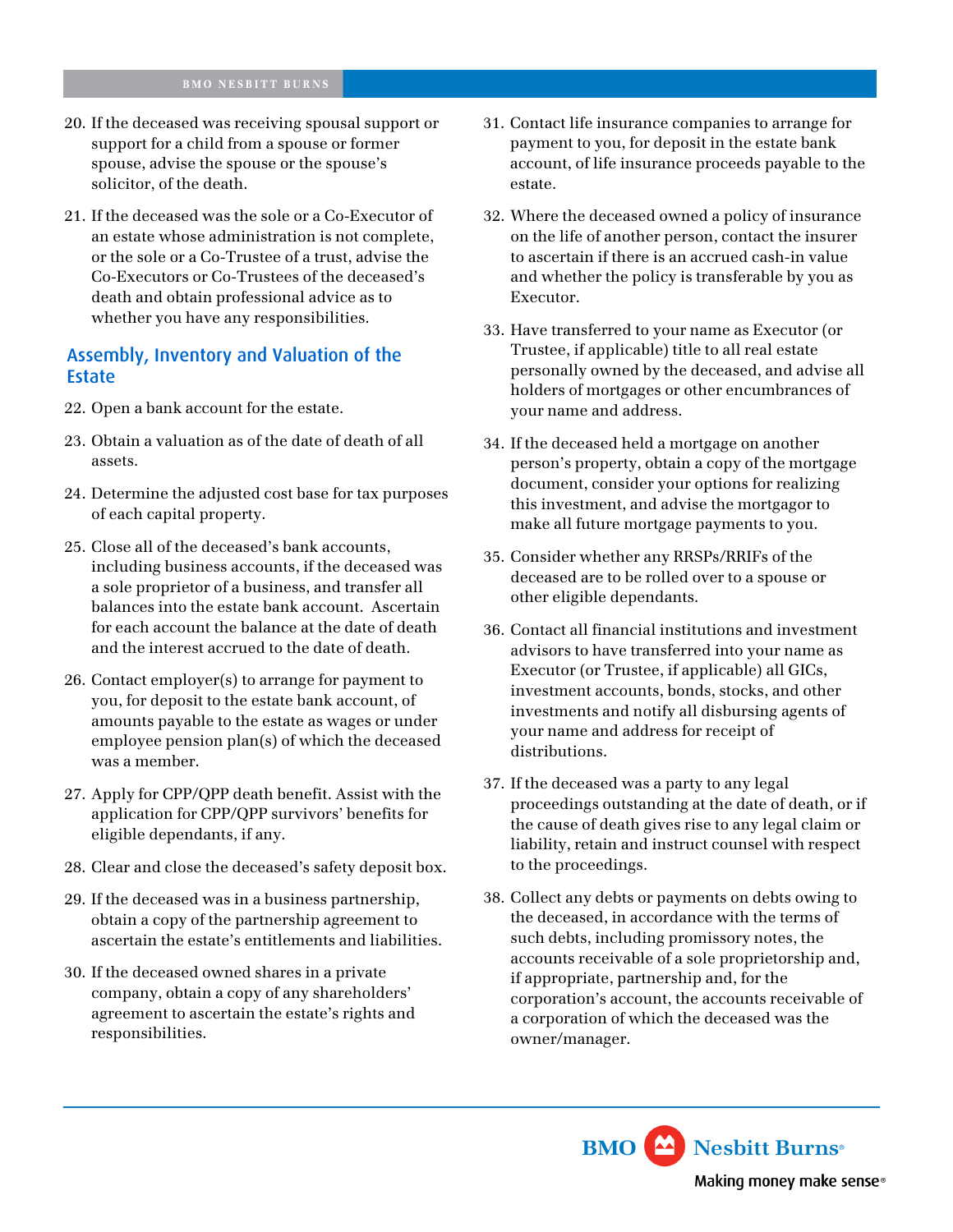20. If the deceased was receiving spousal support or support for a child from a spouse or former spouse, advise the spouse or the spouse's solicitor, of the death.

21. If the deceased was the sole or a Co-Executor of an estate whose administration is not complete, or the sole or a Co-Trustee of a trust, advise the Co-Executors or Co-Trustees of the deceased's death and obtain professional advice as to whether you have any responsibilities.

## Assembly, Inventory and Valuation of the Estate

22. Open a bank account for the estate.

23. Obtain a valuation as of the date of death of all assets.

24. Determine the adjusted cost base for tax purposes of each capital property.

25. Close all of the deceased's bank accounts, including business accounts, if the deceased was a sole proprietor of a business, and transfer all balances into the estate bank account. Ascertain for each account the balance at the date of death and the interest accrued to the date of death.

26. Contact employer(s) to arrange for payment to you, for deposit to the estate bank account, of amounts payable to the estate as wages or under employee pension plan(s) of which the deceased was a member.

27. Apply for CPP/QPP death benefit. Assist with the application for CPP/QPP survivors' benefits for eligible dependants, if any.

28. Clear and close the deceased's safety deposit box.

29. If the deceased was in a business partnership, obtain a copy of the partnership agreement to ascertain the estate's entitlements and liabilities.

30. If the deceased owned shares in a private company, obtain a copy of any shareholders' agreement to ascertain the estate's rights and responsibilities.

31. Contact life insurance companies to arrange for payment to you, for deposit in the estate bank account, of life insurance proceeds payable to the estate.

32. Where the deceased owned a policy of insurance on the life of another person, contact the insurer to ascertain if there is an accrued cash-in value and whether the policy is transferable by you as Executor.

33. Have transferred to your name as Executor (or Trustee, if applicable) title to all real estate personally owned by the deceased, and advise all holders of mortgages or other encumbrances of your name and address.

34. If the deceased held a mortgage on another person's property, obtain a copy of the mortgage document, consider your options for realizing this investment, and advise the mortgagor to make all future mortgage payments to you.

35. Consider whether any RRSPs/RRIFs of the deceased are to be rolled over to a spouse or other eligible dependants.

36. Contact all financial institutions and investment advisors to have transferred into your name as Executor (or Trustee, if applicable) all GICs, investment accounts, bonds, stocks, and other investments and notify all disbursing agents of your name and address for receipt of distributions.

37. If the deceased was a party to any legal proceedings outstanding at the date of death, or if the cause of death gives rise to any legal claim or liability, retain and instruct counsel with respect to the proceedings.

38. Collect any debts or payments on debts owing to the deceased, in accordance with the terms of such debts, including promissory notes, the accounts receivable of a sole proprietorship and, if appropriate, partnership and, for the corporation's account, the accounts receivable of a corporation of which the deceased was the owner/manager.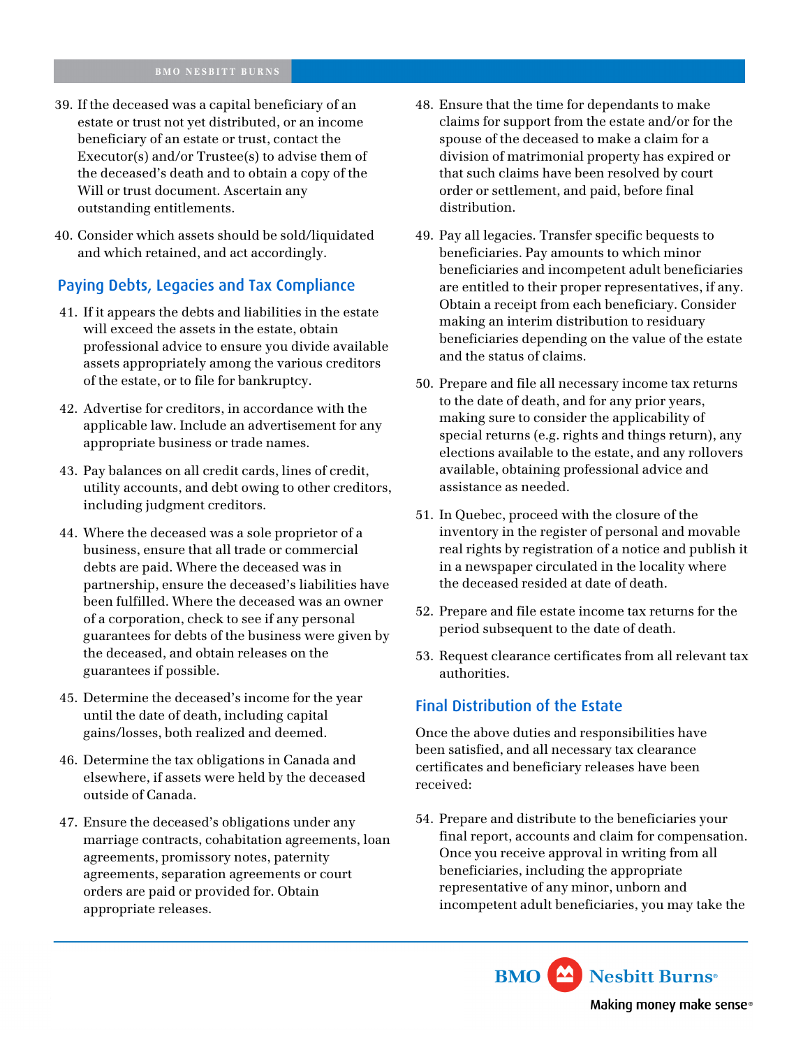39. If the deceased was a capital beneficiary of an estate or trust not yet distributed, or an income beneficiary of an estate or trust, contact the Executor(s) and/or Trustee(s) to advise them of the deceased's death and to obtain a copy of the Will or trust document. Ascertain any outstanding entitlements.

40. Consider which assets should be sold/liquidated and which retained, and act accordingly.

## Paying Debts, Legacies and Tax Compliance

41. If it appears the debts and liabilities in the estate will exceed the assets in the estate, obtain professional advice to ensure you divide available assets appropriately among the various creditors of the estate, or to file for bankruptcy.

42. Advertise for creditors, in accordance with the applicable law. Include an advertisement for any appropriate business or trade names.

43. Pay balances on all credit cards, lines of credit, utility accounts, and debt owing to other creditors, including judgment creditors.

44. Where the deceased was a sole proprietor of a business, ensure that all trade or commercial debts are paid. Where the deceased was in partnership, ensure the deceased's liabilities have been fulfilled. Where the deceased was an owner of a corporation, check to see if any personal guarantees for debts of the business were given by the deceased, and obtain releases on the guarantees if possible.

45. Determine the deceased's income for the year until the date of death, including capital gains/losses, both realized and deemed.

46. Determine the tax obligations in Canada and elsewhere, if assets were held by the deceased outside of Canada.

47. Ensure the deceased's obligations under any marriage contracts, cohabitation agreements, loan agreements, promissory notes, paternity agreements, separation agreements or court orders are paid or provided for. Obtain appropriate releases.

48. Ensure that the time for dependants to make claims for support from the estate and/or for the spouse of the deceased to make a claim for a division of matrimonial property has expired or that such claims have been resolved by court order or settlement, and paid, before final distribution.

49. Pay all legacies. Transfer specific bequests to beneficiaries. Pay amounts to which minor beneficiaries and incompetent adult beneficiaries are entitled to their proper representatives, if any. Obtain a receipt from each beneficiary. Consider making an interim distribution to residuary beneficiaries depending on the value of the estate and the status of claims.

50. Prepare and file all necessary income tax returns to the date of death, and for any prior years, making sure to consider the applicability of special returns (e.g. rights and things return), any elections available to the estate, and any rollovers available, obtaining professional advice and assistance as needed.

51. In Quebec, proceed with the closure of the inventory in the register of personal and movable real rights by registration of a notice and publish it in a newspaper circulated in the locality where the deceased resided at date of death.

52. Prepare and file estate income tax returns for the period subsequent to the date of death.

53. Request clearance certificates from all relevant tax authorities.

## Final Distribution of the Estate

Once the above duties and responsibilities have been satisfied, and all necessary tax clearance certificates and beneficiary releases have been received:

54. Prepare and distribute to the beneficiaries your final report, accounts and claim for compensation. Once you receive approval in writing from all beneficiaries, including the appropriate representative of any minor, unborn and incompetent adult beneficiaries, you may take the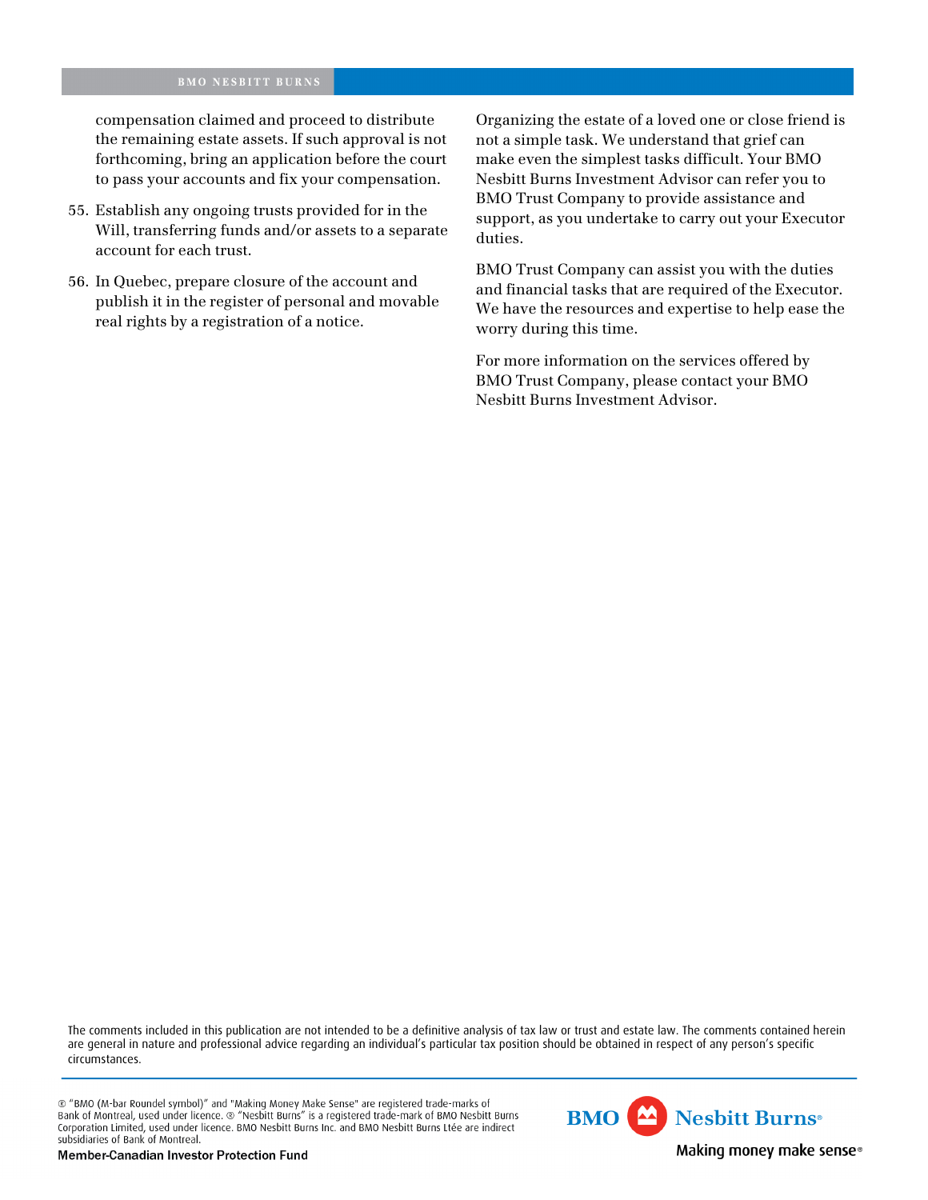compensation claimed and proceed to distribute the remaining estate assets. If such approval is not forthcoming, bring an application before the court to pass your accounts and fix your compensation.

55. Establish any ongoing trusts provided for in the Will, transferring funds and/or assets to a separate account for each trust.

56. In Quebec, prepare closure of the account and publish it in the register of personal and movable real rights by a registration of a notice.

Organizing the estate of a loved one or close friend is not a simple task. We understand that grief can make even the simplest tasks difficult. Your BMO Nesbitt Burns Investment Advisor can refer you to BMO Trust Company to provide assistance and support, as you undertake to carry out your Executor duties.

BMO Trust Company can assist you with the duties and financial tasks that are required of the Executor. We have the resources and expertise to help ease the worry during this time.

For more information on the services offered by BMO Trust Company, please contact your BMO Nesbitt Burns Investment Advisor.

The comments included in this publication are not intended to be a definitive analysis of tax law or trust and estate law. The comments contained herein are general in nature and professional advice regarding an individual's particular tax position should be obtained in respect of any person's specific circumstances.

® "BMO (M-bar Roundel symbol)" and "Making Money Make Sense" are registered trade-marks of Bank of Montreal, used under licence. ® "Nesbitt Burns" is a registered trade-mark of BMO Nesbitt Burns Corporation Limited, used under licence. BMO Nesbitt Burns Inc. and BMO Nesbitt Burns Ltée are indirect subsidiaries of Bank of Montreal.

**Member-Canadian Investor Protection Fund**

BMO Nesbitt Burns®

Making money make sense®